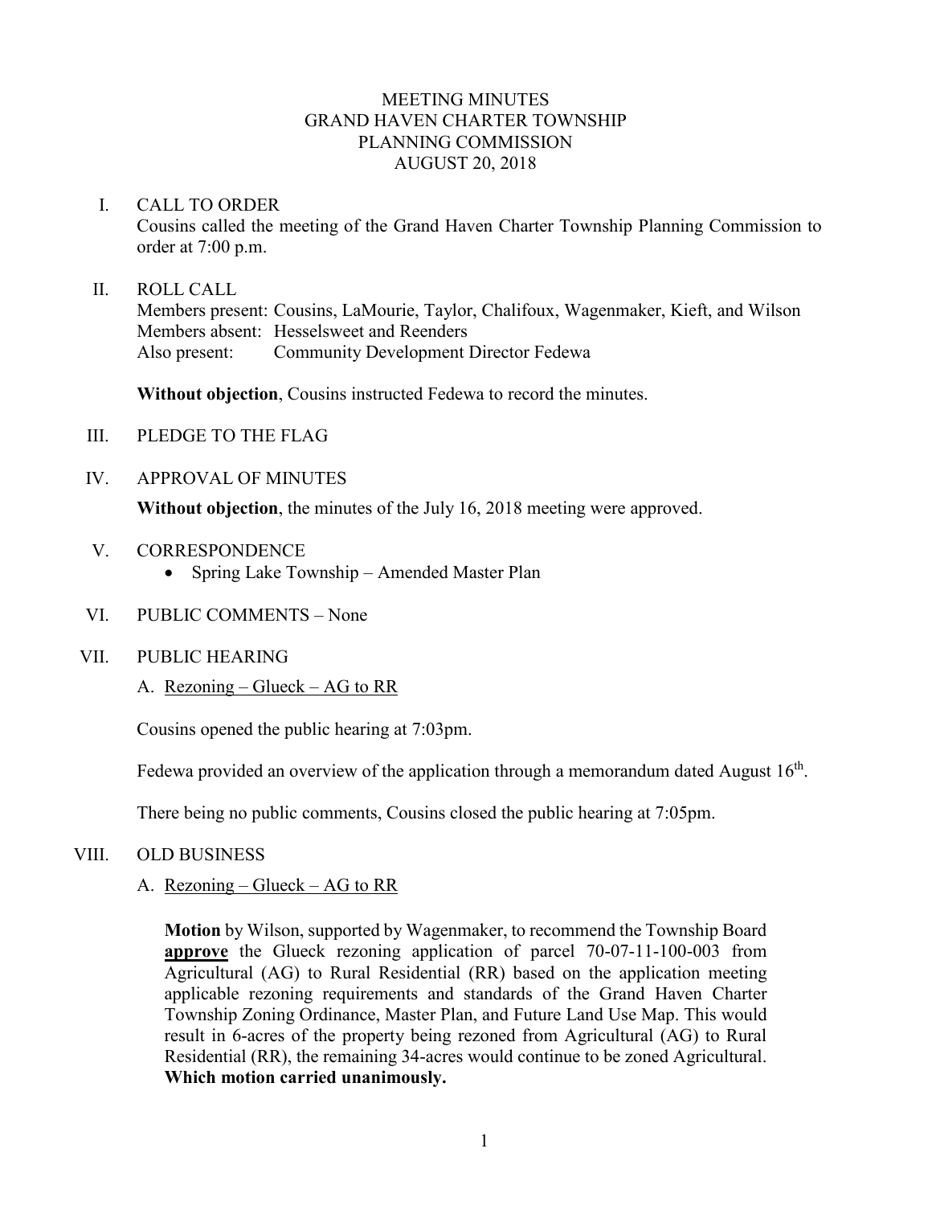# MEETING MINUTES
# GRAND HAVEN CHARTER TOWNSHIP
# PLANNING COMMISSION
# AUGUST 20, 2018

I. CALL TO ORDER

Cousins called the meeting of the Grand Haven Charter Township Planning Commission to order at 7:00 p.m.

II. ROLL CALL

Members present: Cousins, LaMourie, Taylor, Chalifoux, Wagenmaker, Kieft, and Wilson
Members absent: Hesselsweet and Reenders
Also present: Community Development Director Fedewa

**Without objection**, Cousins instructed Fedewa to record the minutes.

III. PLEDGE TO THE FLAG

IV. APPROVAL OF MINUTES

**Without objection**, the minutes of the July 16, 2018 meeting were approved.

V. CORRESPONDENCE

- Spring Lake Township – Amended Master Plan

VI. PUBLIC COMMENTS – None

VII. PUBLIC HEARING

A. Rezoning – Glueck – AG to RR

Cousins opened the public hearing at 7:03pm.

Fedewa provided an overview of the application through a memorandum dated August 16th.

There being no public comments, Cousins closed the public hearing at 7:05pm.

VIII. OLD BUSINESS

A. Rezoning – Glueck – AG to RR

**Motion** by Wilson, supported by Wagenmaker, to recommend the Township Board **approve** the Glueck rezoning application of parcel 70-07-11-100-003 from Agricultural (AG) to Rural Residential (RR) based on the application meeting applicable rezoning requirements and standards of the Grand Haven Charter Township Zoning Ordinance, Master Plan, and Future Land Use Map. This would result in 6-acres of the property being rezoned from Agricultural (AG) to Rural Residential (RR), the remaining 34-acres would continue to be zoned Agricultural. **Which motion carried unanimously.**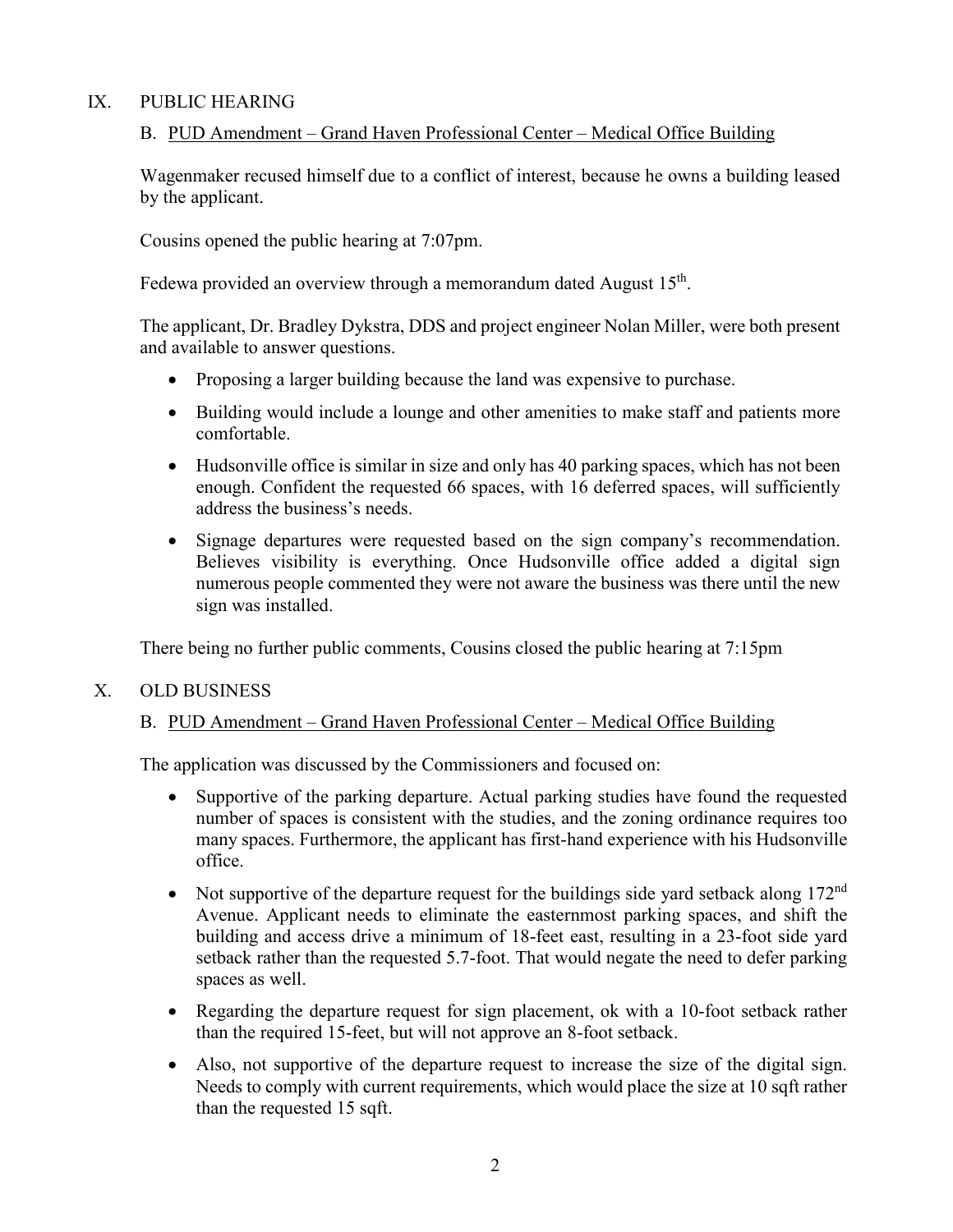## IX. PUBLIC HEARING

### B. PUD Amendment – Grand Haven Professional Center – Medical Office Building

Wagenmaker recused himself due to a conflict of interest, because he owns a building leased by the applicant.

Cousins opened the public hearing at 7:07pm.

Fedewa provided an overview through a memorandum dated August 15th.

The applicant, Dr. Bradley Dykstra, DDS and project engineer Nolan Miller, were both present and available to answer questions.

- Proposing a larger building because the land was expensive to purchase.
- Building would include a lounge and other amenities to make staff and patients more comfortable.
- Hudsonville office is similar in size and only has 40 parking spaces, which has not been enough. Confident the requested 66 spaces, with 16 deferred spaces, will sufficiently address the business's needs.
- Signage departures were requested based on the sign company's recommendation. Believes visibility is everything. Once Hudsonville office added a digital sign numerous people commented they were not aware the business was there until the new sign was installed.

There being no further public comments, Cousins closed the public hearing at 7:15pm

## X. OLD BUSINESS

### B. PUD Amendment – Grand Haven Professional Center – Medical Office Building

The application was discussed by the Commissioners and focused on:

- Supportive of the parking departure. Actual parking studies have found the requested number of spaces is consistent with the studies, and the zoning ordinance requires too many spaces. Furthermore, the applicant has first-hand experience with his Hudsonville office.
- Not supportive of the departure request for the buildings side yard setback along 172nd Avenue. Applicant needs to eliminate the easternmost parking spaces, and shift the building and access drive a minimum of 18-feet east, resulting in a 23-foot side yard setback rather than the requested 5.7-foot. That would negate the need to defer parking spaces as well.
- Regarding the departure request for sign placement, ok with a 10-foot setback rather than the required 15-feet, but will not approve an 8-foot setback.
- Also, not supportive of the departure request to increase the size of the digital sign. Needs to comply with current requirements, which would place the size at 10 sqft rather than the requested 15 sqft.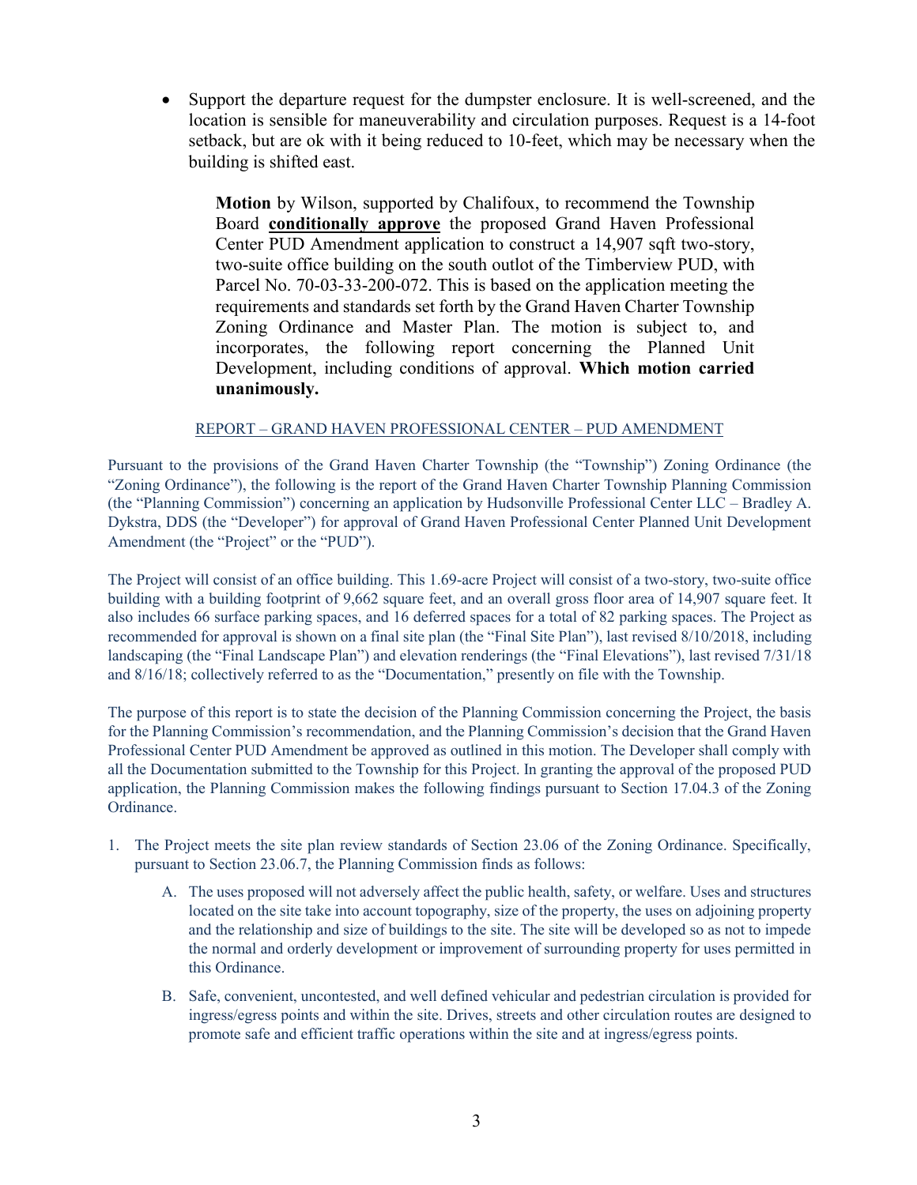- Support the departure request for the dumpster enclosure. It is well-screened, and the location is sensible for maneuverability and circulation purposes. Request is a 14-foot setback, but are ok with it being reduced to 10-feet, which may be necessary when the building is shifted east.

> **Motion** by Wilson, supported by Chalifoux, to recommend the Township Board **conditionally approve** the proposed Grand Haven Professional Center PUD Amendment application to construct a 14,907 sqft two-story, two-suite office building on the south outlot of the Timberview PUD, with Parcel No. 70-03-33-200-072. This is based on the application meeting the requirements and standards set forth by the Grand Haven Charter Township Zoning Ordinance and Master Plan. The motion is subject to, and incorporates, the following report concerning the Planned Unit Development, including conditions of approval. **Which motion carried unanimously.**

REPORT – GRAND HAVEN PROFESSIONAL CENTER – PUD AMENDMENT

Pursuant to the provisions of the Grand Haven Charter Township (the "Township") Zoning Ordinance (the "Zoning Ordinance"), the following is the report of the Grand Haven Charter Township Planning Commission (the "Planning Commission") concerning an application by Hudsonville Professional Center LLC – Bradley A. Dykstra, DDS (the "Developer") for approval of Grand Haven Professional Center Planned Unit Development Amendment (the "Project" or the "PUD").

The Project will consist of an office building. This 1.69-acre Project will consist of a two-story, two-suite office building with a building footprint of 9,662 square feet, and an overall gross floor area of 14,907 square feet. It also includes 66 surface parking spaces, and 16 deferred spaces for a total of 82 parking spaces. The Project as recommended for approval is shown on a final site plan (the "Final Site Plan"), last revised 8/10/2018, including landscaping (the "Final Landscape Plan") and elevation renderings (the "Final Elevations"), last revised 7/31/18 and 8/16/18; collectively referred to as the "Documentation," presently on file with the Township.

The purpose of this report is to state the decision of the Planning Commission concerning the Project, the basis for the Planning Commission's recommendation, and the Planning Commission's decision that the Grand Haven Professional Center PUD Amendment be approved as outlined in this motion. The Developer shall comply with all the Documentation submitted to the Township for this Project. In granting the approval of the proposed PUD application, the Planning Commission makes the following findings pursuant to Section 17.04.3 of the Zoning Ordinance.

1. The Project meets the site plan review standards of Section 23.06 of the Zoning Ordinance. Specifically, pursuant to Section 23.06.7, the Planning Commission finds as follows:

   A. The uses proposed will not adversely affect the public health, safety, or welfare. Uses and structures located on the site take into account topography, size of the property, the uses on adjoining property and the relationship and size of buildings to the site. The site will be developed so as not to impede the normal and orderly development or improvement of surrounding property for uses permitted in this Ordinance.

   B. Safe, convenient, uncontested, and well defined vehicular and pedestrian circulation is provided for ingress/egress points and within the site. Drives, streets and other circulation routes are designed to promote safe and efficient traffic operations within the site and at ingress/egress points.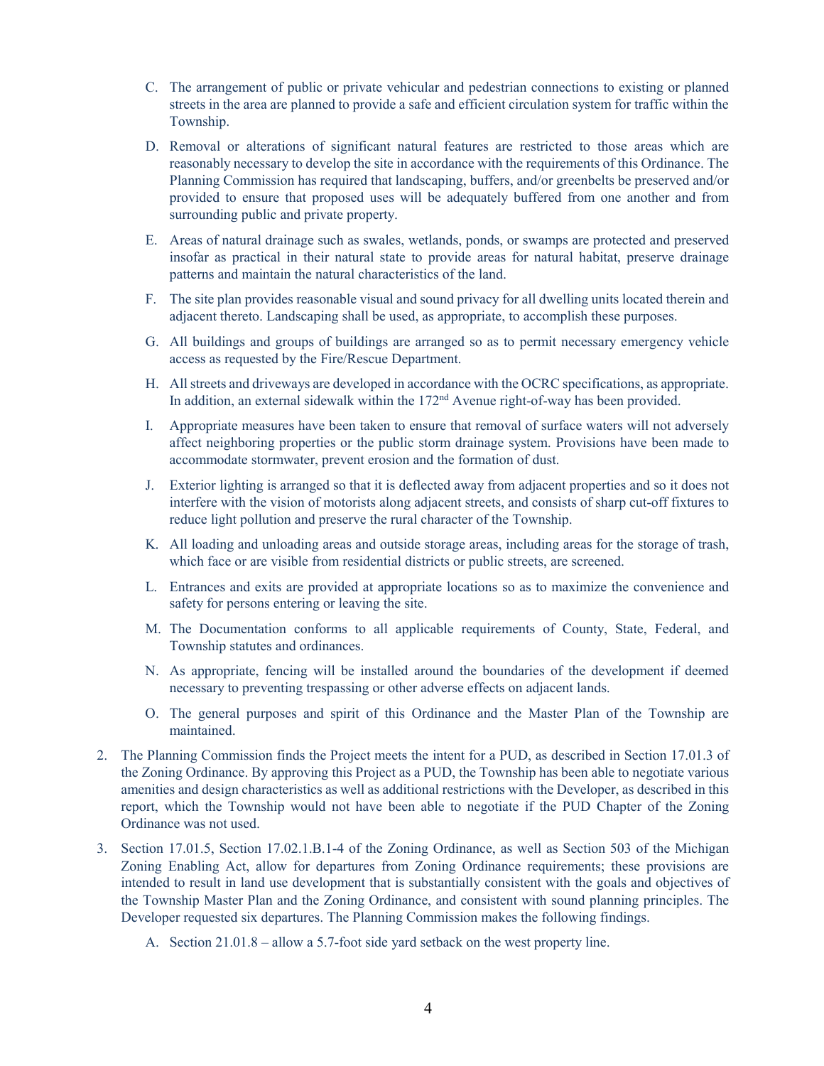C. The arrangement of public or private vehicular and pedestrian connections to existing or planned streets in the area are planned to provide a safe and efficient circulation system for traffic within the Township.

D. Removal or alterations of significant natural features are restricted to those areas which are reasonably necessary to develop the site in accordance with the requirements of this Ordinance. The Planning Commission has required that landscaping, buffers, and/or greenbelts be preserved and/or provided to ensure that proposed uses will be adequately buffered from one another and from surrounding public and private property.

E. Areas of natural drainage such as swales, wetlands, ponds, or swamps are protected and preserved insofar as practical in their natural state to provide areas for natural habitat, preserve drainage patterns and maintain the natural characteristics of the land.

F. The site plan provides reasonable visual and sound privacy for all dwelling units located therein and adjacent thereto. Landscaping shall be used, as appropriate, to accomplish these purposes.

G. All buildings and groups of buildings are arranged so as to permit necessary emergency vehicle access as requested by the Fire/Rescue Department.

H. All streets and driveways are developed in accordance with the OCRC specifications, as appropriate. In addition, an external sidewalk within the 172nd Avenue right-of-way has been provided.

I. Appropriate measures have been taken to ensure that removal of surface waters will not adversely affect neighboring properties or the public storm drainage system. Provisions have been made to accommodate stormwater, prevent erosion and the formation of dust.

J. Exterior lighting is arranged so that it is deflected away from adjacent properties and so it does not interfere with the vision of motorists along adjacent streets, and consists of sharp cut-off fixtures to reduce light pollution and preserve the rural character of the Township.

K. All loading and unloading areas and outside storage areas, including areas for the storage of trash, which face or are visible from residential districts or public streets, are screened.

L. Entrances and exits are provided at appropriate locations so as to maximize the convenience and safety for persons entering or leaving the site.

M. The Documentation conforms to all applicable requirements of County, State, Federal, and Township statutes and ordinances.

N. As appropriate, fencing will be installed around the boundaries of the development if deemed necessary to preventing trespassing or other adverse effects on adjacent lands.

O. The general purposes and spirit of this Ordinance and the Master Plan of the Township are maintained.

2. The Planning Commission finds the Project meets the intent for a PUD, as described in Section 17.01.3 of the Zoning Ordinance. By approving this Project as a PUD, the Township has been able to negotiate various amenities and design characteristics as well as additional restrictions with the Developer, as described in this report, which the Township would not have been able to negotiate if the PUD Chapter of the Zoning Ordinance was not used.

3. Section 17.01.5, Section 17.02.1.B.1-4 of the Zoning Ordinance, as well as Section 503 of the Michigan Zoning Enabling Act, allow for departures from Zoning Ordinance requirements; these provisions are intended to result in land use development that is substantially consistent with the goals and objectives of the Township Master Plan and the Zoning Ordinance, and consistent with sound planning principles. The Developer requested six departures. The Planning Commission makes the following findings.

   A. Section 21.01.8 – allow a 5.7-foot side yard setback on the west property line.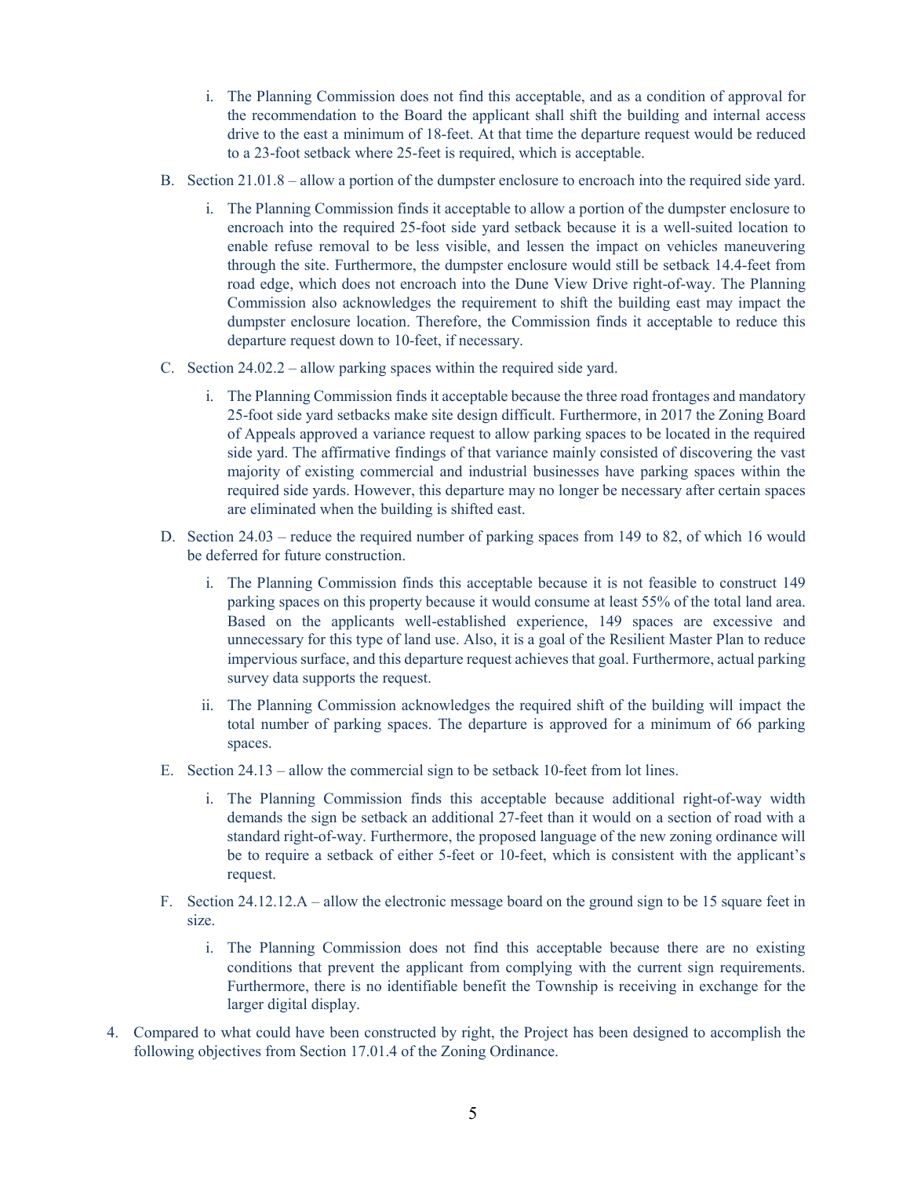i. The Planning Commission does not find this acceptable, and as a condition of approval for the recommendation to the Board the applicant shall shift the building and internal access drive to the east a minimum of 18-feet. At that time the departure request would be reduced to a 23-foot setback where 25-feet is required, which is acceptable.

B. Section 21.01.8 – allow a portion of the dumpster enclosure to encroach into the required side yard.

   i. The Planning Commission finds it acceptable to allow a portion of the dumpster enclosure to encroach into the required 25-foot side yard setback because it is a well-suited location to enable refuse removal to be less visible, and lessen the impact on vehicles maneuvering through the site. Furthermore, the dumpster enclosure would still be setback 14.4-feet from road edge, which does not encroach into the Dune View Drive right-of-way. The Planning Commission also acknowledges the requirement to shift the building east may impact the dumpster enclosure location. Therefore, the Commission finds it acceptable to reduce this departure request down to 10-feet, if necessary.

C. Section 24.02.2 – allow parking spaces within the required side yard.

   i. The Planning Commission finds it acceptable because the three road frontages and mandatory 25-foot side yard setbacks make site design difficult. Furthermore, in 2017 the Zoning Board of Appeals approved a variance request to allow parking spaces to be located in the required side yard. The affirmative findings of that variance mainly consisted of discovering the vast majority of existing commercial and industrial businesses have parking spaces within the required side yards. However, this departure may no longer be necessary after certain spaces are eliminated when the building is shifted east.

D. Section 24.03 – reduce the required number of parking spaces from 149 to 82, of which 16 would be deferred for future construction.

   i. The Planning Commission finds this acceptable because it is not feasible to construct 149 parking spaces on this property because it would consume at least 55% of the total land area. Based on the applicants well-established experience, 149 spaces are excessive and unnecessary for this type of land use. Also, it is a goal of the Resilient Master Plan to reduce impervious surface, and this departure request achieves that goal. Furthermore, actual parking survey data supports the request.

   ii. The Planning Commission acknowledges the required shift of the building will impact the total number of parking spaces. The departure is approved for a minimum of 66 parking spaces.

E. Section 24.13 – allow the commercial sign to be setback 10-feet from lot lines.

   i. The Planning Commission finds this acceptable because additional right-of-way width demands the sign be setback an additional 27-feet than it would on a section of road with a standard right-of-way. Furthermore, the proposed language of the new zoning ordinance will be to require a setback of either 5-feet or 10-feet, which is consistent with the applicant's request.

F. Section 24.12.12.A – allow the electronic message board on the ground sign to be 15 square feet in size.

   i. The Planning Commission does not find this acceptable because there are no existing conditions that prevent the applicant from complying with the current sign requirements. Furthermore, there is no identifiable benefit the Township is receiving in exchange for the larger digital display.

4. Compared to what could have been constructed by right, the Project has been designed to accomplish the following objectives from Section 17.01.4 of the Zoning Ordinance.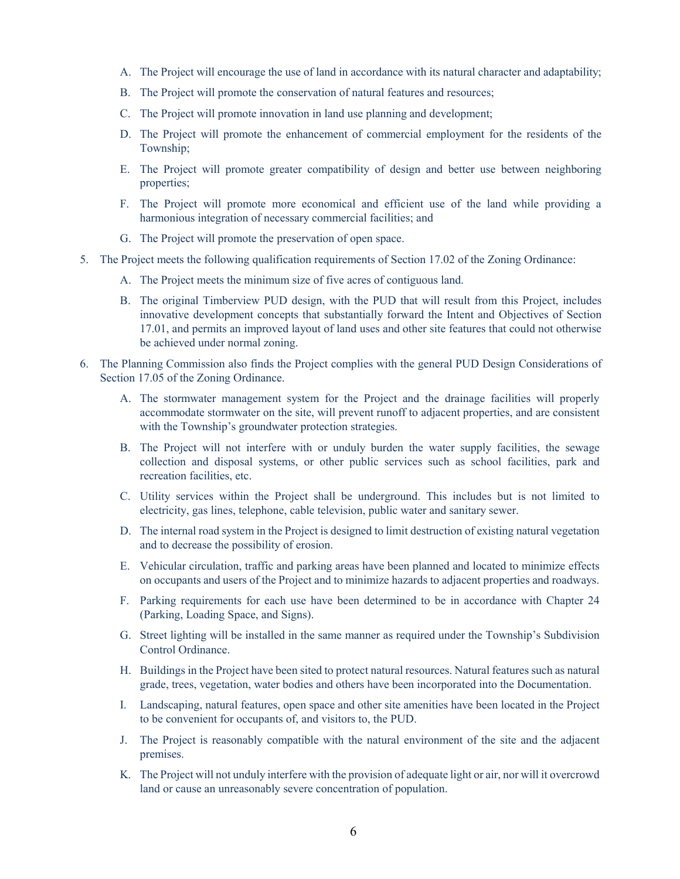A. The Project will encourage the use of land in accordance with its natural character and adaptability;

   B. The Project will promote the conservation of natural features and resources;

   C. The Project will promote innovation in land use planning and development;

   D. The Project will promote the enhancement of commercial employment for the residents of the Township;

   E. The Project will promote greater compatibility of design and better use between neighboring properties;

   F. The Project will promote more economical and efficient use of the land while providing a harmonious integration of necessary commercial facilities; and

   G. The Project will promote the preservation of open space.

5. The Project meets the following qualification requirements of Section 17.02 of the Zoning Ordinance:

   A. The Project meets the minimum size of five acres of contiguous land.

   B. The original Timberview PUD design, with the PUD that will result from this Project, includes innovative development concepts that substantially forward the Intent and Objectives of Section 17.01, and permits an improved layout of land uses and other site features that could not otherwise be achieved under normal zoning.

6. The Planning Commission also finds the Project complies with the general PUD Design Considerations of Section 17.05 of the Zoning Ordinance.

   A. The stormwater management system for the Project and the drainage facilities will properly accommodate stormwater on the site, will prevent runoff to adjacent properties, and are consistent with the Township's groundwater protection strategies.

   B. The Project will not interfere with or unduly burden the water supply facilities, the sewage collection and disposal systems, or other public services such as school facilities, park and recreation facilities, etc.

   C. Utility services within the Project shall be underground. This includes but is not limited to electricity, gas lines, telephone, cable television, public water and sanitary sewer.

   D. The internal road system in the Project is designed to limit destruction of existing natural vegetation and to decrease the possibility of erosion.

   E. Vehicular circulation, traffic and parking areas have been planned and located to minimize effects on occupants and users of the Project and to minimize hazards to adjacent properties and roadways.

   F. Parking requirements for each use have been determined to be in accordance with Chapter 24 (Parking, Loading Space, and Signs).

   G. Street lighting will be installed in the same manner as required under the Township's Subdivision Control Ordinance.

   H. Buildings in the Project have been sited to protect natural resources. Natural features such as natural grade, trees, vegetation, water bodies and others have been incorporated into the Documentation.

   I. Landscaping, natural features, open space and other site amenities have been located in the Project to be convenient for occupants of, and visitors to, the PUD.

   J. The Project is reasonably compatible with the natural environment of the site and the adjacent premises.

   K. The Project will not unduly interfere with the provision of adequate light or air, nor will it overcrowd land or cause an unreasonably severe concentration of population.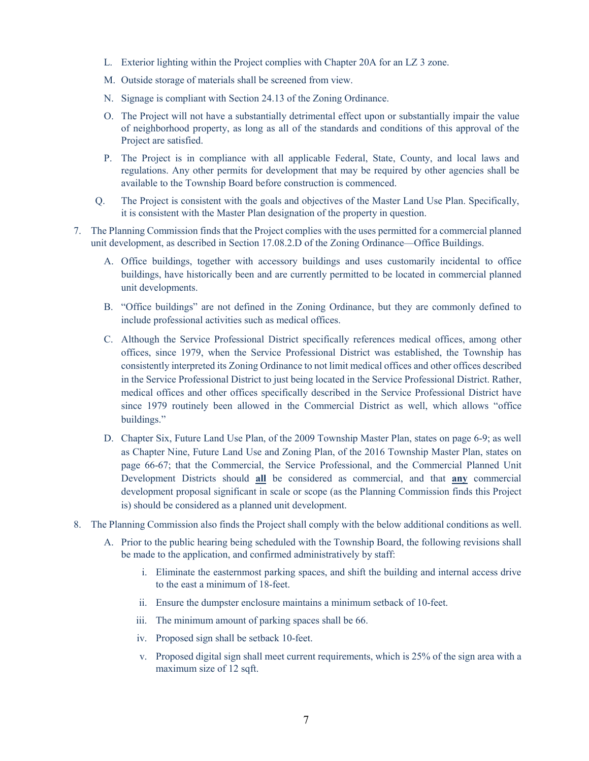L. Exterior lighting within the Project complies with Chapter 20A for an LZ 3 zone.

M. Outside storage of materials shall be screened from view.

N. Signage is compliant with Section 24.13 of the Zoning Ordinance.

O. The Project will not have a substantially detrimental effect upon or substantially impair the value of neighborhood property, as long as all of the standards and conditions of this approval of the Project are satisfied.

P. The Project is in compliance with all applicable Federal, State, County, and local laws and regulations. Any other permits for development that may be required by other agencies shall be available to the Township Board before construction is commenced.

Q. The Project is consistent with the goals and objectives of the Master Land Use Plan. Specifically, it is consistent with the Master Plan designation of the property in question.

7. The Planning Commission finds that the Project complies with the uses permitted for a commercial planned unit development, as described in Section 17.08.2.D of the Zoning Ordinance—Office Buildings.

   A. Office buildings, together with accessory buildings and uses customarily incidental to office buildings, have historically been and are currently permitted to be located in commercial planned unit developments.

   B. "Office buildings" are not defined in the Zoning Ordinance, but they are commonly defined to include professional activities such as medical offices.

   C. Although the Service Professional District specifically references medical offices, among other offices, since 1979, when the Service Professional District was established, the Township has consistently interpreted its Zoning Ordinance to not limit medical offices and other offices described in the Service Professional District to just being located in the Service Professional District. Rather, medical offices and other offices specifically described in the Service Professional District have since 1979 routinely been allowed in the Commercial District as well, which allows "office buildings."

   D. Chapter Six, Future Land Use Plan, of the 2009 Township Master Plan, states on page 6-9; as well as Chapter Nine, Future Land Use and Zoning Plan, of the 2016 Township Master Plan, states on page 66-67; that the Commercial, the Service Professional, and the Commercial Planned Unit Development Districts should **all** be considered as commercial, and that **any** commercial development proposal significant in scale or scope (as the Planning Commission finds this Project is) should be considered as a planned unit development.

8. The Planning Commission also finds the Project shall comply with the below additional conditions as well.

   A. Prior to the public hearing being scheduled with the Township Board, the following revisions shall be made to the application, and confirmed administratively by staff:

      i. Eliminate the easternmost parking spaces, and shift the building and internal access drive to the east a minimum of 18-feet.

      ii. Ensure the dumpster enclosure maintains a minimum setback of 10-feet.

      iii. The minimum amount of parking spaces shall be 66.

      iv. Proposed sign shall be setback 10-feet.

      v. Proposed digital sign shall meet current requirements, which is 25% of the sign area with a maximum size of 12 sqft.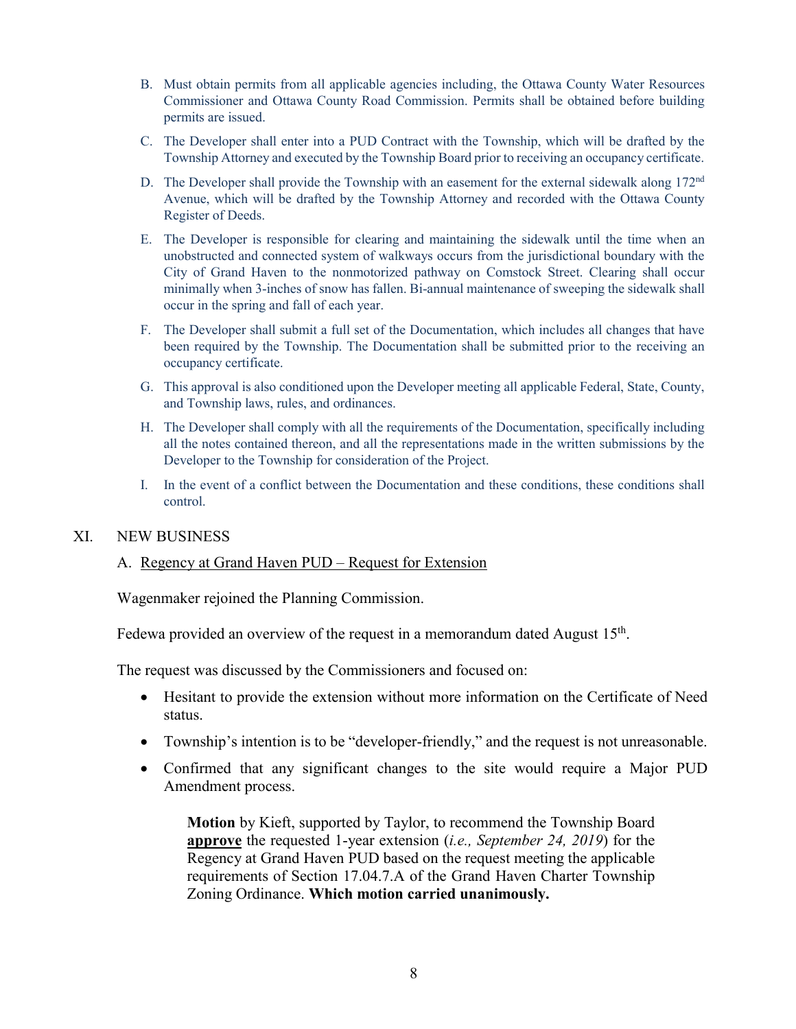B. Must obtain permits from all applicable agencies including, the Ottawa County Water Resources Commissioner and Ottawa County Road Commission. Permits shall be obtained before building permits are issued.

C. The Developer shall enter into a PUD Contract with the Township, which will be drafted by the Township Attorney and executed by the Township Board prior to receiving an occupancy certificate.

D. The Developer shall provide the Township with an easement for the external sidewalk along 172nd Avenue, which will be drafted by the Township Attorney and recorded with the Ottawa County Register of Deeds.

E. The Developer is responsible for clearing and maintaining the sidewalk until the time when an unobstructed and connected system of walkways occurs from the jurisdictional boundary with the City of Grand Haven to the nonmotorized pathway on Comstock Street. Clearing shall occur minimally when 3-inches of snow has fallen. Bi-annual maintenance of sweeping the sidewalk shall occur in the spring and fall of each year.

F. The Developer shall submit a full set of the Documentation, which includes all changes that have been required by the Township. The Documentation shall be submitted prior to the receiving an occupancy certificate.

G. This approval is also conditioned upon the Developer meeting all applicable Federal, State, County, and Township laws, rules, and ordinances.

H. The Developer shall comply with all the requirements of the Documentation, specifically including all the notes contained thereon, and all the representations made in the written submissions by the Developer to the Township for consideration of the Project.

I. In the event of a conflict between the Documentation and these conditions, these conditions shall control.

## XI. NEW BUSINESS

A. Regency at Grand Haven PUD – Request for Extension

Wagenmaker rejoined the Planning Commission.

Fedewa provided an overview of the request in a memorandum dated August 15th.

The request was discussed by the Commissioners and focused on:

- Hesitant to provide the extension without more information on the Certificate of Need status.
- Township's intention is to be "developer-friendly," and the request is not unreasonable.
- Confirmed that any significant changes to the site would require a Major PUD Amendment process.

> **Motion** by Kieft, supported by Taylor, to recommend the Township Board **approve** the requested 1-year extension (*i.e., September 24, 2019*) for the Regency at Grand Haven PUD based on the request meeting the applicable requirements of Section 17.04.7.A of the Grand Haven Charter Township Zoning Ordinance. **Which motion carried unanimously.**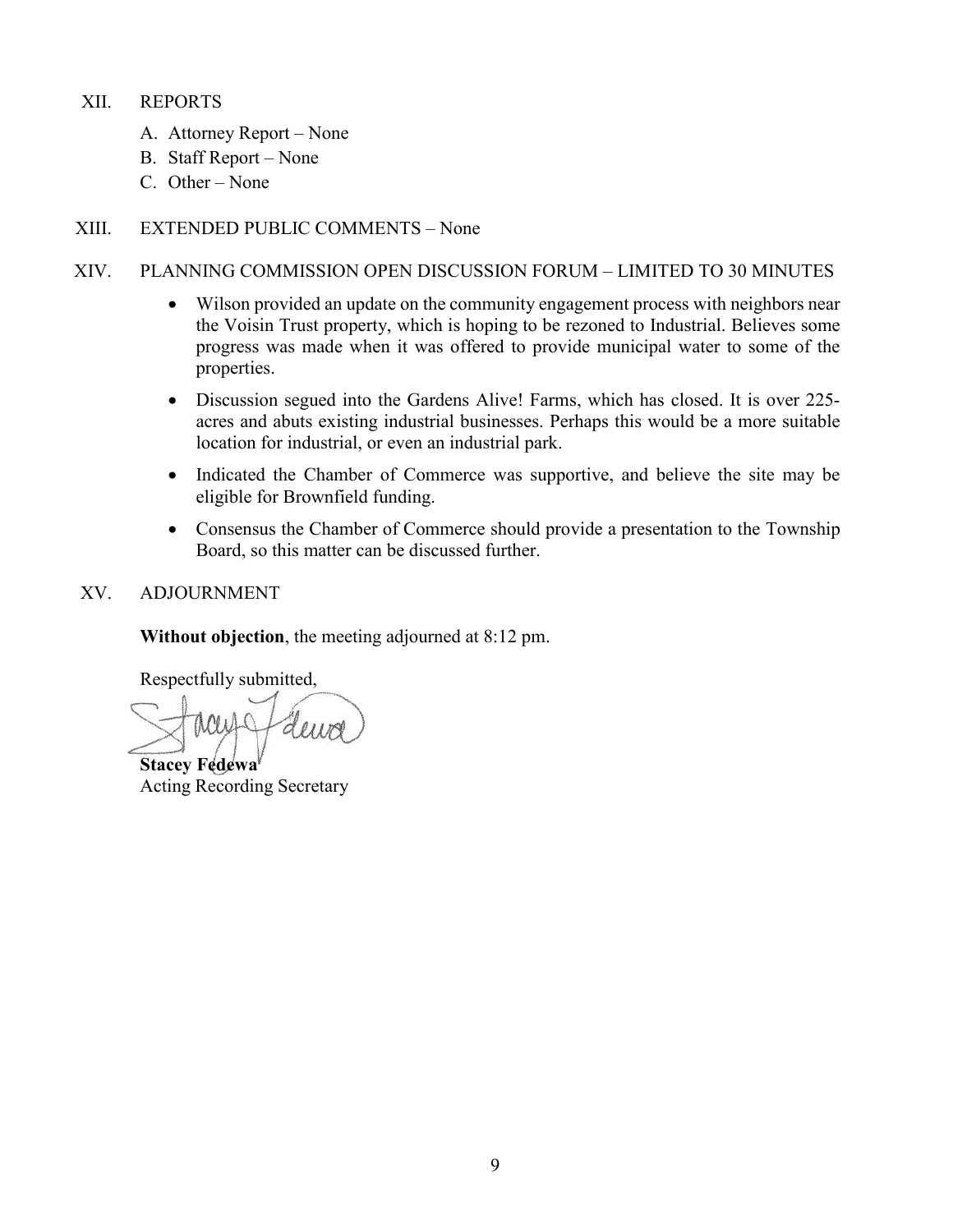## XII. REPORTS

A. Attorney Report – None
B. Staff Report – None
C. Other – None

## XIII. EXTENDED PUBLIC COMMENTS – None

## XIV. PLANNING COMMISSION OPEN DISCUSSION FORUM – LIMITED TO 30 MINUTES

- Wilson provided an update on the community engagement process with neighbors near the Voisin Trust property, which is hoping to be rezoned to Industrial. Believes some progress was made when it was offered to provide municipal water to some of the properties.
- Discussion segued into the Gardens Alive! Farms, which has closed. It is over 225-acres and abuts existing industrial businesses. Perhaps this would be a more suitable location for industrial, or even an industrial park.
- Indicated the Chamber of Commerce was supportive, and believe the site may be eligible for Brownfield funding.
- Consensus the Chamber of Commerce should provide a presentation to the Township Board, so this matter can be discussed further.

## XV. ADJOURNMENT

**Without objection**, the meeting adjourned at 8:12 pm.

Respectfully submitted,

**Stacey Fedewa**
Acting Recording Secretary